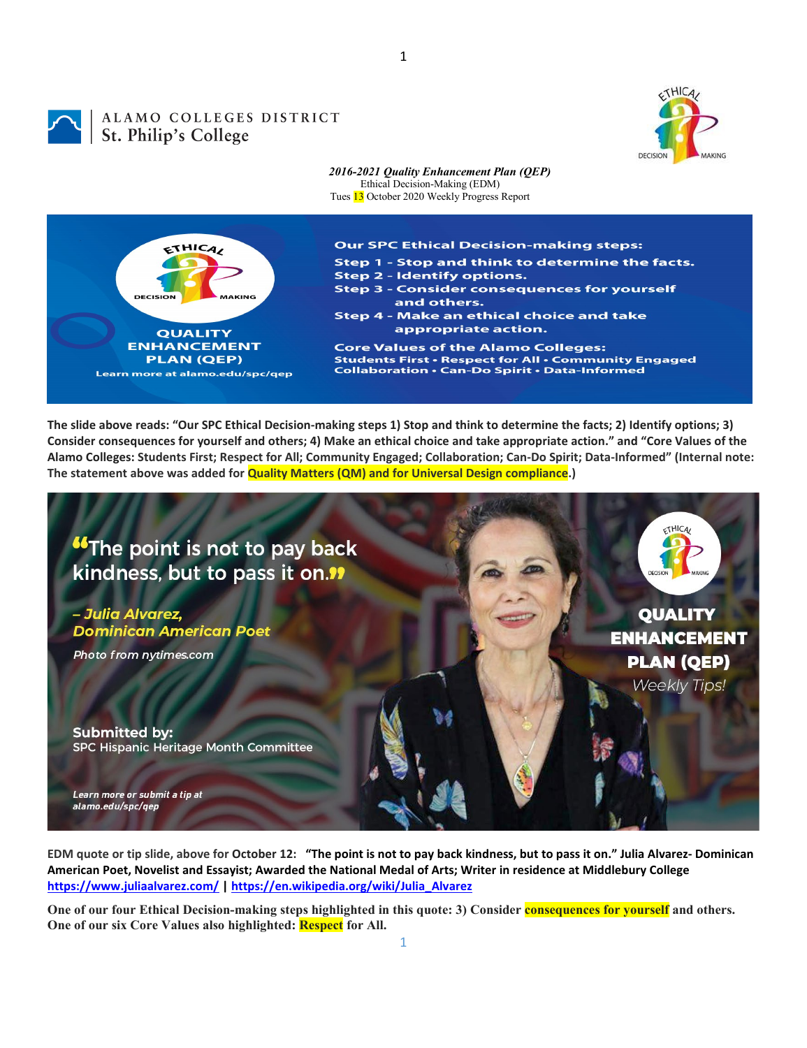ALAMO COLLEGES DISTRICT
St. Philip's College

*2016-2021 Quality Enhancement Plan (QEP)*
Ethical Decision-Making (EDM)
Tues 13 October 2020 Weekly Progress Report

Our SPC Ethical Decision-making steps:
Step 1 - Stop and think to determine the facts.
Step 2 - Identify options.
Step 3 - Consider consequences for yourself and others.
Step 4 - Make an ethical choice and take appropriate action.

Core Values of the Alamo Colleges:
Students First • Respect for All • Community Engaged Collaboration • Can-Do Spirit • Data-Informed

QUALITY ENHANCEMENT PLAN (QEP)
Learn more at alamo.edu/spc/qep

**The slide above reads: "Our SPC Ethical Decision-making steps 1) Stop and think to determine the facts; 2) Identify options; 3) Consider consequences for yourself and others; 4) Make an ethical choice and take appropriate action." and "Core Values of the Alamo Colleges: Students First; Respect for All; Community Engaged; Collaboration; Can-Do Spirit; Data-Informed" (Internal note: The statement above was added for Quality Matters (QM) and for Universal Design compliance.)**

"The point is not to pay back kindness, but to pass it on."

*– Julia Alvarez, Dominican American Poet*

*Photo from nytimes.com*

**Submitted by:**
SPC Hispanic Heritage Month Committee

*Learn more or submit a tip at alamo.edu/spc/qep*

QUALITY ENHANCEMENT PLAN (QEP)
*Weekly Tips!*

**EDM quote or tip slide, above for October 12: "The point is not to pay back kindness, but to pass it on." Julia Alvarez- Dominican American Poet, Novelist and Essayist; Awarded the National Medal of Arts; Writer in residence at Middlebury College https://www.juliaalvarez.com/ | https://en.wikipedia.org/wiki/Julia_Alvarez**

**One of our four Ethical Decision-making steps highlighted in this quote: 3) Consider consequences for yourself and others. One of our six Core Values also highlighted: Respect for All.**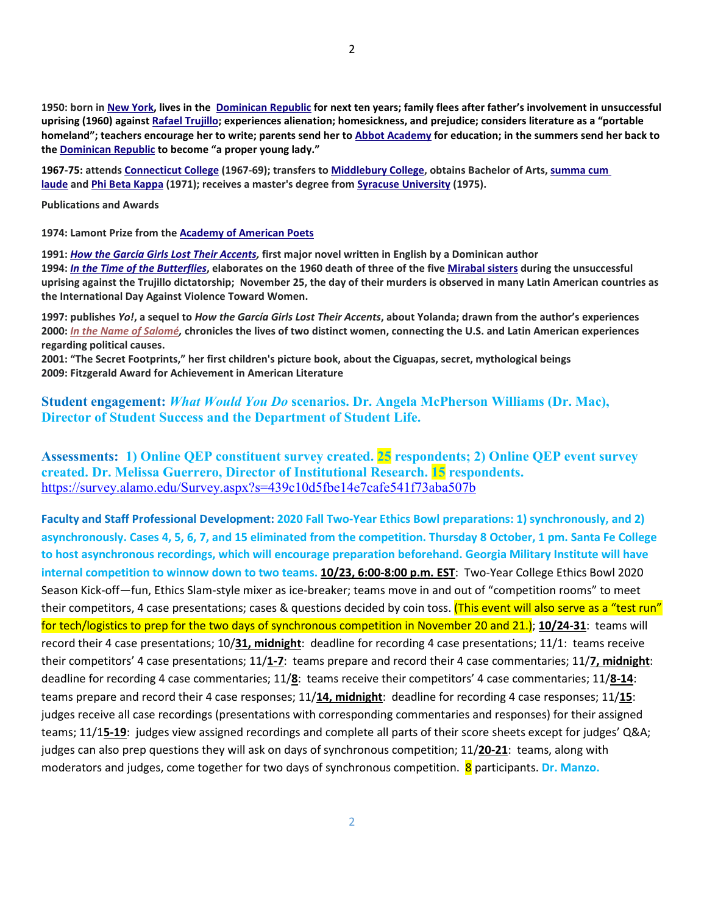**1950: born in New York, lives in the Dominican Republic for next ten years; family flees after father's involvement in unsuccessful uprising (1960) against Rafael Trujillo; experiences alienation; homesickness, and prejudice; considers literature as a "portable homeland"; teachers encourage her to write; parents send her to Abbot Academy for education; in the summers send her back to the Dominican Republic to become "a proper young lady."**

**1967-75: attends Connecticut College (1967-69); transfers to Middlebury College, obtains Bachelor of Arts, summa cum laude and Phi Beta Kappa (1971); receives a master's degree from Syracuse University (1975).**

**Publications and Awards**

**1974: Lamont Prize from the Academy of American Poets**

**1991: *How the García Girls Lost Their Accents*, first major novel written in English by a Dominican author**
**1994: *In the Time of the Butterflies*, elaborates on the 1960 death of three of the five Mirabal sisters during the unsuccessful uprising against the Trujillo dictatorship; November 25, the day of their murders is observed in many Latin American countries as the International Day Against Violence Toward Women.**

**1997: publishes *Yo!*, a sequel to *How the García Girls Lost Their Accents*, about Yolanda; drawn from the author's experiences**
**2000: *In the Name of Salomé*, chronicles the lives of two distinct women, connecting the U.S. and Latin American experiences regarding political causes.**
**2001: "The Secret Footprints," her first children's picture book, about the Ciguapas, secret, mythological beings**
**2009: Fitzgerald Award for Achievement in American Literature**

**Student engagement: *What Would You Do* scenarios. Dr. Angela McPherson Williams (Dr. Mac), Director of Student Success and the Department of Student Life.**

**Assessments: 1) Online QEP constituent survey created. 25 respondents; 2) Online QEP event survey created. Dr. Melissa Guerrero, Director of Institutional Research. 15 respondents.**
https://survey.alamo.edu/Survey.aspx?s=439c10d5fbe14e7cafe541f73aba507b

**Faculty and Staff Professional Development: 2020 Fall Two-Year Ethics Bowl preparations: 1) synchronously, and 2) asynchronously. Cases 4, 5, 6, 7, and 15 eliminated from the competition. Thursday 8 October, 1 pm. Santa Fe College to host asynchronous recordings, which will encourage preparation beforehand. Georgia Military Institute will have internal competition to winnow down to two teams.** **10/23, 6:00-8:00 p.m. EST**: Two-Year College Ethics Bowl 2020 Season Kick-off—fun, Ethics Slam-style mixer as ice-breaker; teams move in and out of "competition rooms" to meet their competitors, 4 case presentations; cases & questions decided by coin toss. (This event will also serve as a "test run" for tech/logistics to prep for the two days of synchronous competition in November 20 and 21.); **10/24-31**: teams will record their 4 case presentations; 10/**31, midnight**: deadline for recording 4 case presentations; 11/1: teams receive their competitors' 4 case presentations; 11/**1-7**: teams prepare and record their 4 case commentaries; 11/**7, midnight**: deadline for recording 4 case commentaries; 11/**8**: teams receive their competitors' 4 case commentaries; 11/**8-14**: teams prepare and record their 4 case responses; 11/**14, midnight**: deadline for recording 4 case responses; 11/**15**: judges receive all case recordings (presentations with corresponding commentaries and responses) for their assigned teams; 11/1**5-19**: judges view assigned recordings and complete all parts of their score sheets except for judges' Q&A; judges can also prep questions they will ask on days of synchronous competition; 11/**20-21**: teams, along with moderators and judges, come together for two days of synchronous competition. 8 participants. **Dr. Manzo.**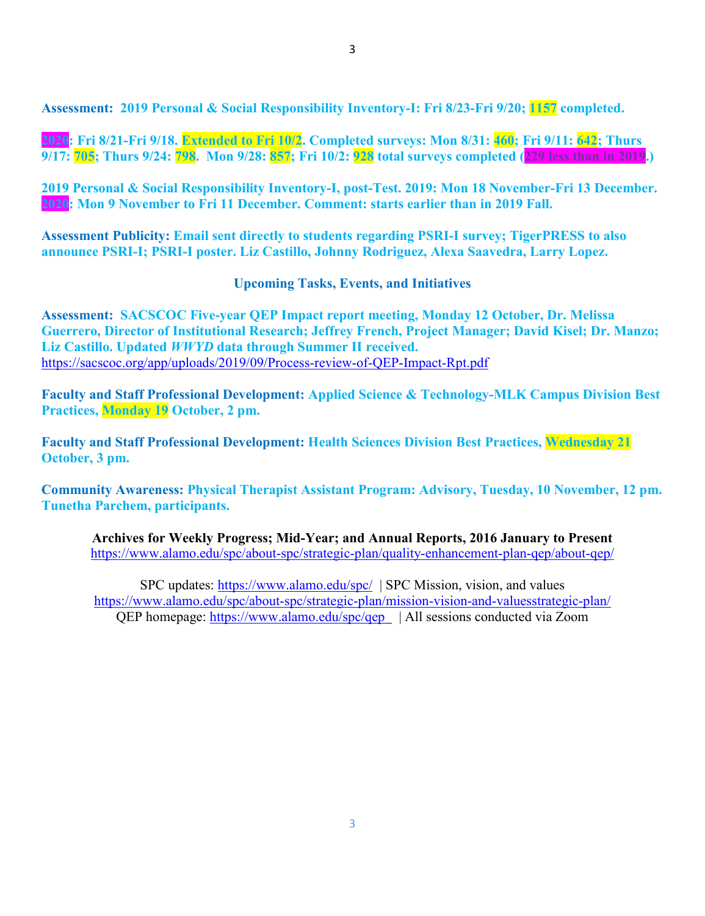**Assessment:** **2019 Personal & Social Responsibility Inventory-I: Fri 8/23-Fri 9/20; 1157 completed.**

**2020: Fri 8/21-Fri 9/18. Extended to Fri 10/2. Completed surveys: Mon 8/31: 460; Fri 9/11: 642; Thurs 9/17: 705; Thurs 9/24: 798. Mon 9/28: 857; Fri 10/2: 928 total surveys completed (229 less than in 2019.)**

**2019 Personal & Social Responsibility Inventory-I, post-Test. 2019: Mon 18 November-Fri 13 December. 2020: Mon 9 November to Fri 11 December. Comment: starts earlier than in 2019 Fall.**

**Assessment Publicity: Email sent directly to students regarding PSRI-I survey; TigerPRESS to also announce PSRI-I; PSRI-I poster. Liz Castillo, Johnny Rodriguez, Alexa Saavedra, Larry Lopez.**

## Upcoming Tasks, Events, and Initiatives

**Assessment:** **SACSCOC Five-year QEP Impact report meeting, Monday 12 October, Dr. Melissa Guerrero, Director of Institutional Research; Jeffrey French, Project Manager; David Kisel; Dr. Manzo; Liz Castillo. Updated *WWYD* data through Summer II received.**
https://sacscoc.org/app/uploads/2019/09/Process-review-of-QEP-Impact-Rpt.pdf

**Faculty and Staff Professional Development: Applied Science & Technology-MLK Campus Division Best Practices, Monday 19 October, 2 pm.**

**Faculty and Staff Professional Development: Health Sciences Division Best Practices, Wednesday 21 October, 3 pm.**

**Community Awareness: Physical Therapist Assistant Program: Advisory, Tuesday, 10 November, 12 pm. Tunetha Parchem, participants.**

**Archives for Weekly Progress; Mid-Year; and Annual Reports, 2016 January to Present**
https://www.alamo.edu/spc/about-spc/strategic-plan/quality-enhancement-plan-qep/about-qep/

SPC updates: https://www.alamo.edu/spc/ | SPC Mission, vision, and values
https://www.alamo.edu/spc/about-spc/strategic-plan/mission-vision-and-valuesstrategic-plan/
QEP homepage: https://www.alamo.edu/spc/qep | All sessions conducted via Zoom